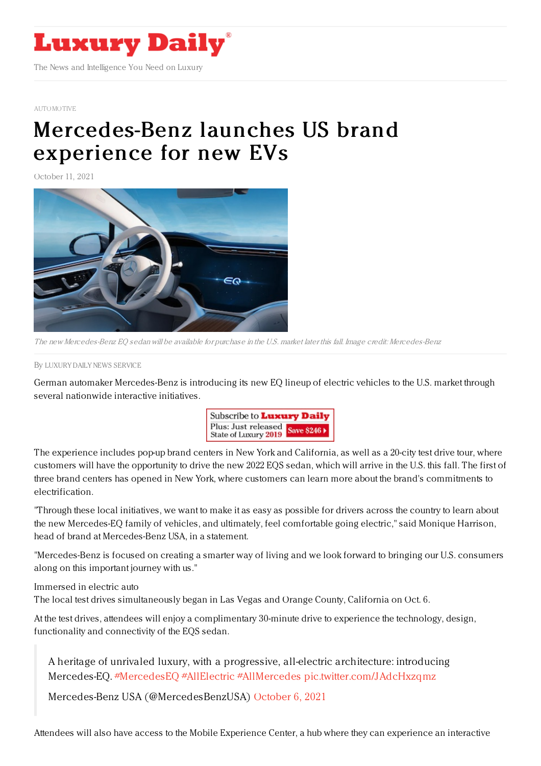# Luxury Daily

The News and Intelligence You Need on Luxury

AUTOMOTIVE

# Mercedes-Benz launches US brand experience for new EVs

October 11, 2021

*The new Mercedes-Benz EQ sedan will be available for purchase in the U.S. market later this fall. Image credit: Mercedes-Benz*

By LUXURY DAILY NEWS SERVICE

German automaker Mercedes-Benz is introducing its new EQ lineup of electric vehicles to the U.S. market through several nationwide interactive initiatives.

The experience includes pop-up brand centers in New York and California, as well as a 20-city test drive tour, where customers will have the opportunity to drive the new 2022 EQS sedan, which will arrive in the U.S. this fall. The first of three brand centers has opened in New York, where customers can learn more about the brand's commitments to electrification.

"Through these local initiatives, we want to make it as easy as possible for drivers across the country to learn about the new Mercedes-EQ family of vehicles, and ultimately, feel comfortable going electric," said Monique Harrison, head of brand at Mercedes-Benz USA, in a statement.

"Mercedes-Benz is focused on creating a smarter way of living and we look forward to bringing our U.S. consumers along on this important journey with us."

## Immersed in electric auto

The local test drives simultaneously began in Las Vegas and Orange County, California on Oct. 6.

At the test drives, attendees will enjoy a complimentary 30-minute drive to experience the technology, design, functionality and connectivity of the EQS sedan.

> A heritage of unrivaled luxury, with a progressive, all-electric architecture: introducing Mercedes-EQ. #MercedesEQ #AllElectric #AllMercedes pic.twitter.com/JAdcHxzqmz
>
> Mercedes-Benz USA (@MercedesBenzUSA) October 6, 2021

Attendees will also have access to the Mobile Experience Center, a hub where they can experience an interactive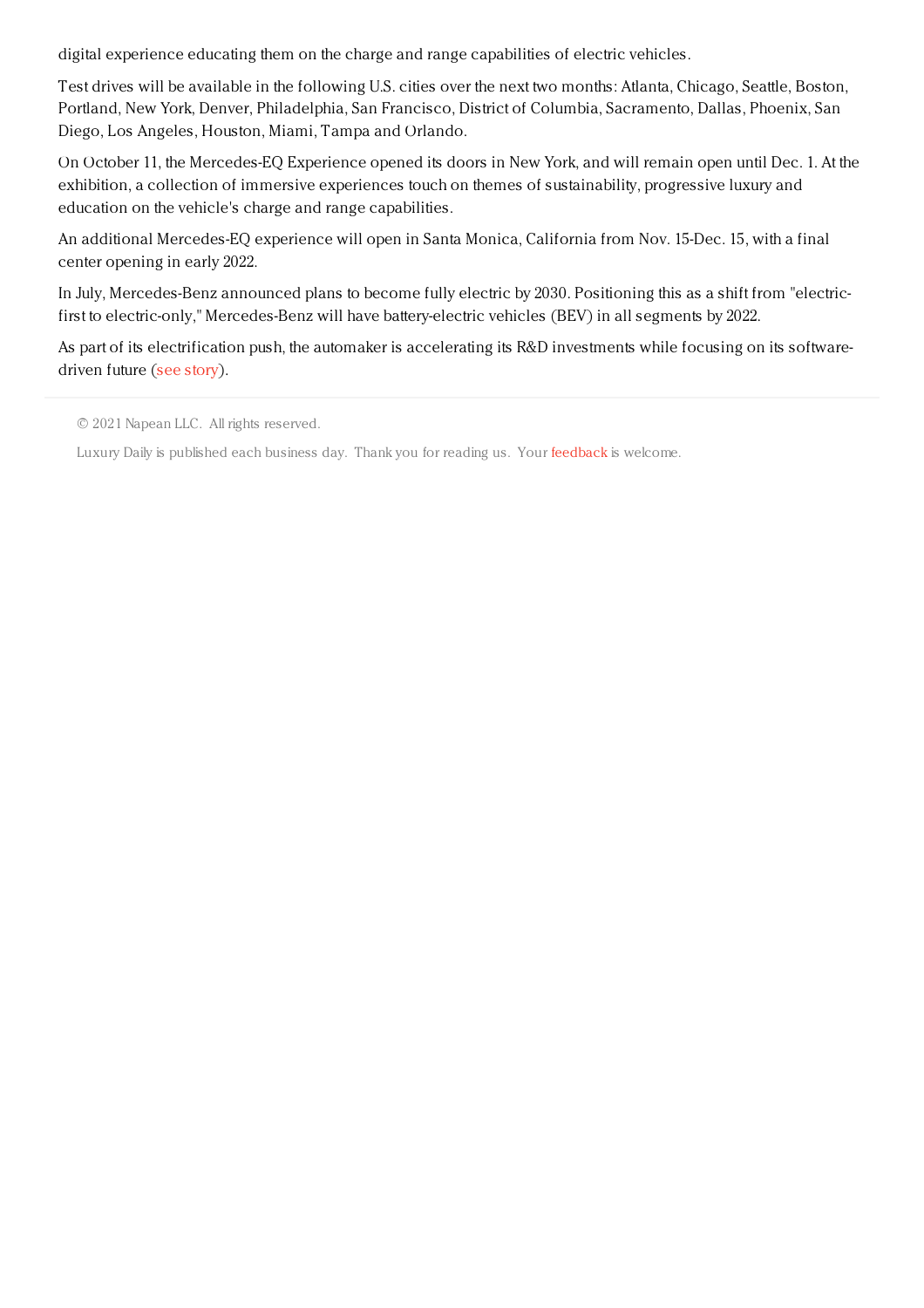digital experience educating them on the charge and range capabilities of electric vehicles.

Test drives will be available in the following U.S. cities over the next two months: Atlanta, Chicago, Seattle, Boston, Portland, New York, Denver, Philadelphia, San Francisco, District of Columbia, Sacramento, Dallas, Phoenix, San Diego, Los Angeles, Houston, Miami, Tampa and Orlando.

On October 11, the Mercedes-EQ Experience opened its doors in New York, and will remain open until Dec. 1. At the exhibition, a collection of immersive experiences touch on themes of sustainability, progressive luxury and education on the vehicle's charge and range capabilities.

An additional Mercedes-EQ experience will open in Santa Monica, California from Nov. 15-Dec. 15, with a final center opening in early 2022.

In July, Mercedes-Benz announced plans to become fully electric by 2030. Positioning this as a shift from "electric-first to electric-only," Mercedes-Benz will have battery-electric vehicles (BEV) in all segments by 2022.

As part of its electrification push, the automaker is accelerating its R&D investments while focusing on its software-driven future (see story).

© 2021 Napean LLC. All rights reserved.

Luxury Daily is published each business day. Thank you for reading us. Your feedback is welcome.